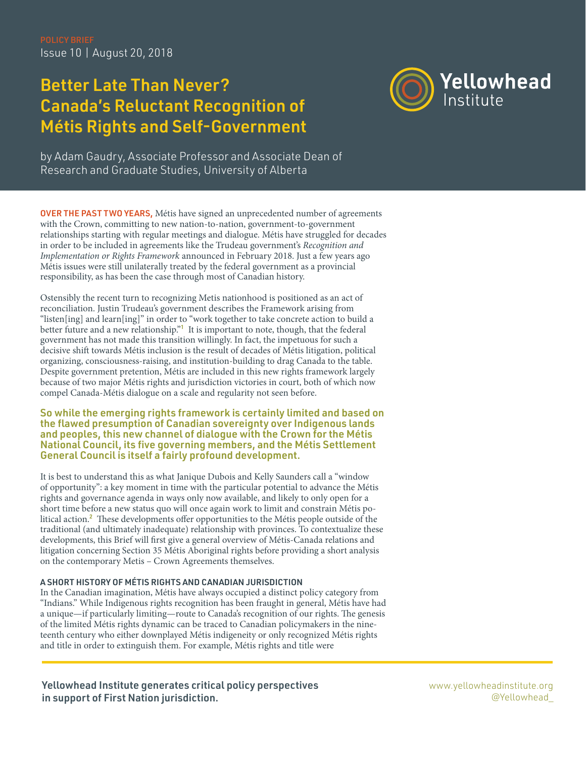POLICY BRIEF
Issue 10 | August 20, 2018

# Better Late Than Never? Canada's Reluctant Recognition of Métis Rights and Self-Government

by Adam Gaudry, Associate Professor and Associate Dean of Research and Graduate Studies, University of Alberta

**OVER THE PAST TWO YEARS,** Métis have signed an unprecedented number of agreements with the Crown, committing to new nation-to-nation, government-to-government relationships starting with regular meetings and dialogue. Métis have struggled for decades in order to be included in agreements like the Trudeau government's *Recognition and Implementation or Rights Framework* announced in February 2018. Just a few years ago Métis issues were still unilaterally treated by the federal government as a provincial responsibility, as has been the case through most of Canadian history.

Ostensibly the recent turn to recognizing Metis nationhood is positioned as an act of reconciliation. Justin Trudeau's government describes the Framework arising from "listen[ing] and learn[ing]" in order to "work together to take concrete action to build a better future and a new relationship."[1] It is important to note, though, that the federal government has not made this transition willingly. In fact, the impetuous for such a decisive shift towards Métis inclusion is the result of decades of Métis litigation, political organizing, consciousness-raising, and institution-building to drag Canada to the table. Despite government pretention, Métis are included in this new rights framework largely because of two major Métis rights and jurisdiction victories in court, both of which now compel Canada-Métis dialogue on a scale and regularity not seen before.

**So while the emerging rights framework is certainly limited and based on the flawed presumption of Canadian sovereignty over Indigenous lands and peoples, this new channel of dialogue with the Crown for the Métis National Council, its five governing members, and the Métis Settlement General Council is itself a fairly profound development.**

It is best to understand this as what Janique Dubois and Kelly Saunders call a "window of opportunity": a key moment in time with the particular potential to advance the Métis rights and governance agenda in ways only now available, and likely to only open for a short time before a new status quo will once again work to limit and constrain Métis political action.[2] These developments offer opportunities to the Métis people outside of the traditional (and ultimately inadequate) relationship with provinces. To contextualize these developments, this Brief will first give a general overview of Métis-Canada relations and litigation concerning Section 35 Métis Aboriginal rights before providing a short analysis on the contemporary Metis – Crown Agreements themselves.

### A SHORT HISTORY OF MÉTIS RIGHTS AND CANADIAN JURISDICTION

In the Canadian imagination, Métis have always occupied a distinct policy category from "Indians." While Indigenous rights recognition has been fraught in general, Métis have had a unique—if particularly limiting—route to Canada's recognition of our rights. The genesis of the limited Métis rights dynamic can be traced to Canadian policymakers in the nineteenth century who either downplayed Métis indigeneity or only recognized Métis rights and title in order to extinguish them. For example, Métis rights and title were

**Yellowhead Institute generates critical policy perspectives in support of First Nation jurisdiction.**

www.yellowheadinstitute.org
@Yellowhead_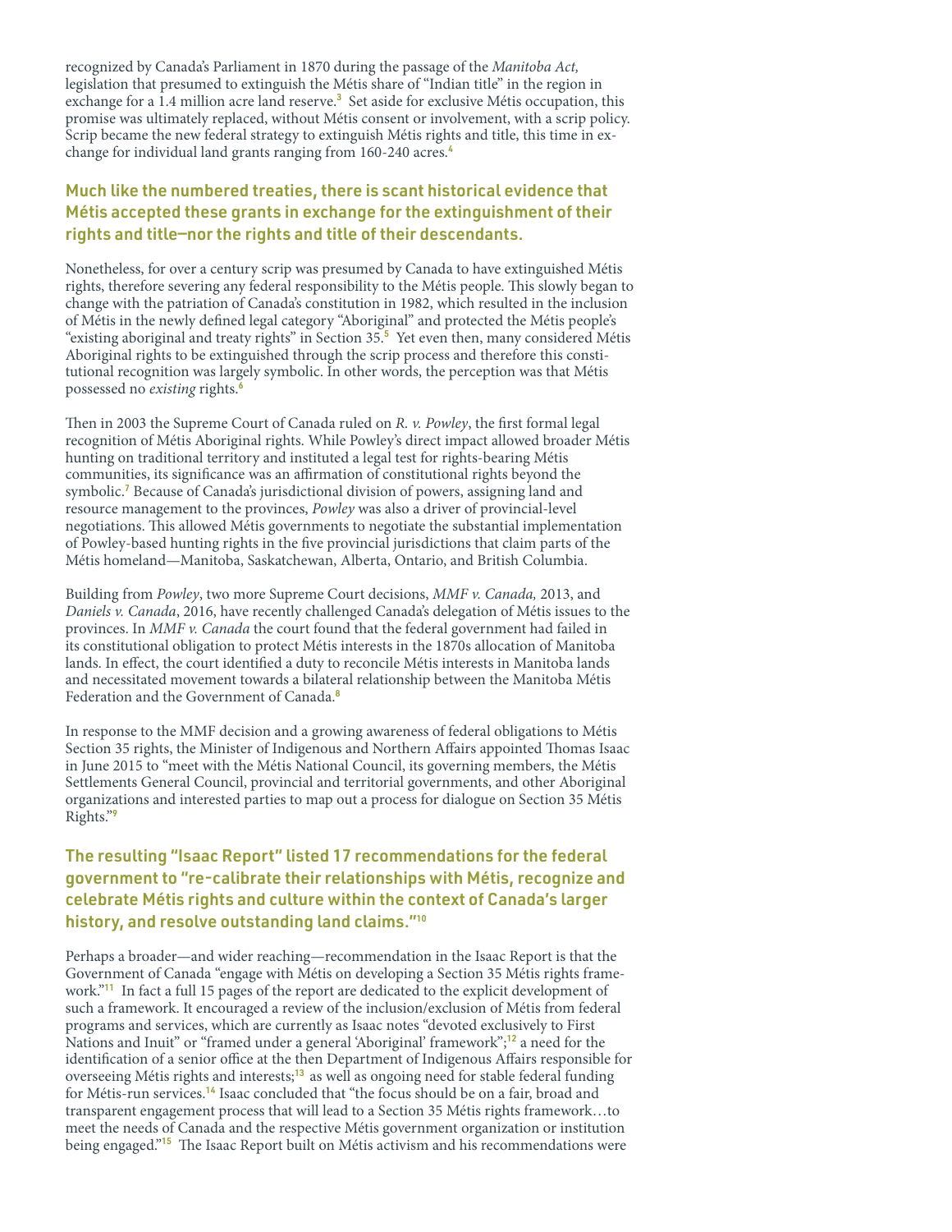recognized by Canada's Parliament in 1870 during the passage of the *Manitoba Act,* legislation that presumed to extinguish the Métis share of "Indian title" in the region in exchange for a 1.4 million acre land reserve.[3] Set aside for exclusive Métis occupation, this promise was ultimately replaced, without Métis consent or involvement, with a scrip policy. Scrip became the new federal strategy to extinguish Métis rights and title, this time in exchange for individual land grants ranging from 160-240 acres.[4]

**Much like the numbered treaties, there is scant historical evidence that Métis accepted these grants in exchange for the extinguishment of their rights and title—nor the rights and title of their descendants.**

Nonetheless, for over a century scrip was presumed by Canada to have extinguished Métis rights, therefore severing any federal responsibility to the Métis people. This slowly began to change with the patriation of Canada's constitution in 1982, which resulted in the inclusion of Métis in the newly defined legal category "Aboriginal" and protected the Métis people's "existing aboriginal and treaty rights" in Section 35.[5] Yet even then, many considered Métis Aboriginal rights to be extinguished through the scrip process and therefore this constitutional recognition was largely symbolic. In other words, the perception was that Métis possessed no *existing* rights.[6]

Then in 2003 the Supreme Court of Canada ruled on *R. v. Powley*, the first formal legal recognition of Métis Aboriginal rights. While Powley's direct impact allowed broader Métis hunting on traditional territory and instituted a legal test for rights-bearing Métis communities, its significance was an affirmation of constitutional rights beyond the symbolic.[7] Because of Canada's jurisdictional division of powers, assigning land and resource management to the provinces, *Powley* was also a driver of provincial-level negotiations. This allowed Métis governments to negotiate the substantial implementation of Powley-based hunting rights in the five provincial jurisdictions that claim parts of the Métis homeland—Manitoba, Saskatchewan, Alberta, Ontario, and British Columbia.

Building from *Powley*, two more Supreme Court decisions, *MMF v. Canada,* 2013, and *Daniels v. Canada*, 2016, have recently challenged Canada's delegation of Métis issues to the provinces. In *MMF v. Canada* the court found that the federal government had failed in its constitutional obligation to protect Métis interests in the 1870s allocation of Manitoba lands. In effect, the court identified a duty to reconcile Métis interests in Manitoba lands and necessitated movement towards a bilateral relationship between the Manitoba Métis Federation and the Government of Canada.[8]

In response to the MMF decision and a growing awareness of federal obligations to Métis Section 35 rights, the Minister of Indigenous and Northern Affairs appointed Thomas Isaac in June 2015 to "meet with the Métis National Council, its governing members, the Métis Settlements General Council, provincial and territorial governments, and other Aboriginal organizations and interested parties to map out a process for dialogue on Section 35 Métis Rights."[9]

**The resulting "Isaac Report" listed 17 recommendations for the federal government to "re-calibrate their relationships with Métis, recognize and celebrate Métis rights and culture within the context of Canada's larger history, and resolve outstanding land claims."[10]**

Perhaps a broader—and wider reaching—recommendation in the Isaac Report is that the Government of Canada "engage with Métis on developing a Section 35 Métis rights framework."[11] In fact a full 15 pages of the report are dedicated to the explicit development of such a framework. It encouraged a review of the inclusion/exclusion of Métis from federal programs and services, which are currently as Isaac notes "devoted exclusively to First Nations and Inuit" or "framed under a general 'Aboriginal' framework";[12] a need for the identification of a senior office at the then Department of Indigenous Affairs responsible for overseeing Métis rights and interests;[13] as well as ongoing need for stable federal funding for Métis-run services.[14] Isaac concluded that "the focus should be on a fair, broad and transparent engagement process that will lead to a Section 35 Métis rights framework…to meet the needs of Canada and the respective Métis government organization or institution being engaged."[15] The Isaac Report built on Métis activism and his recommendations were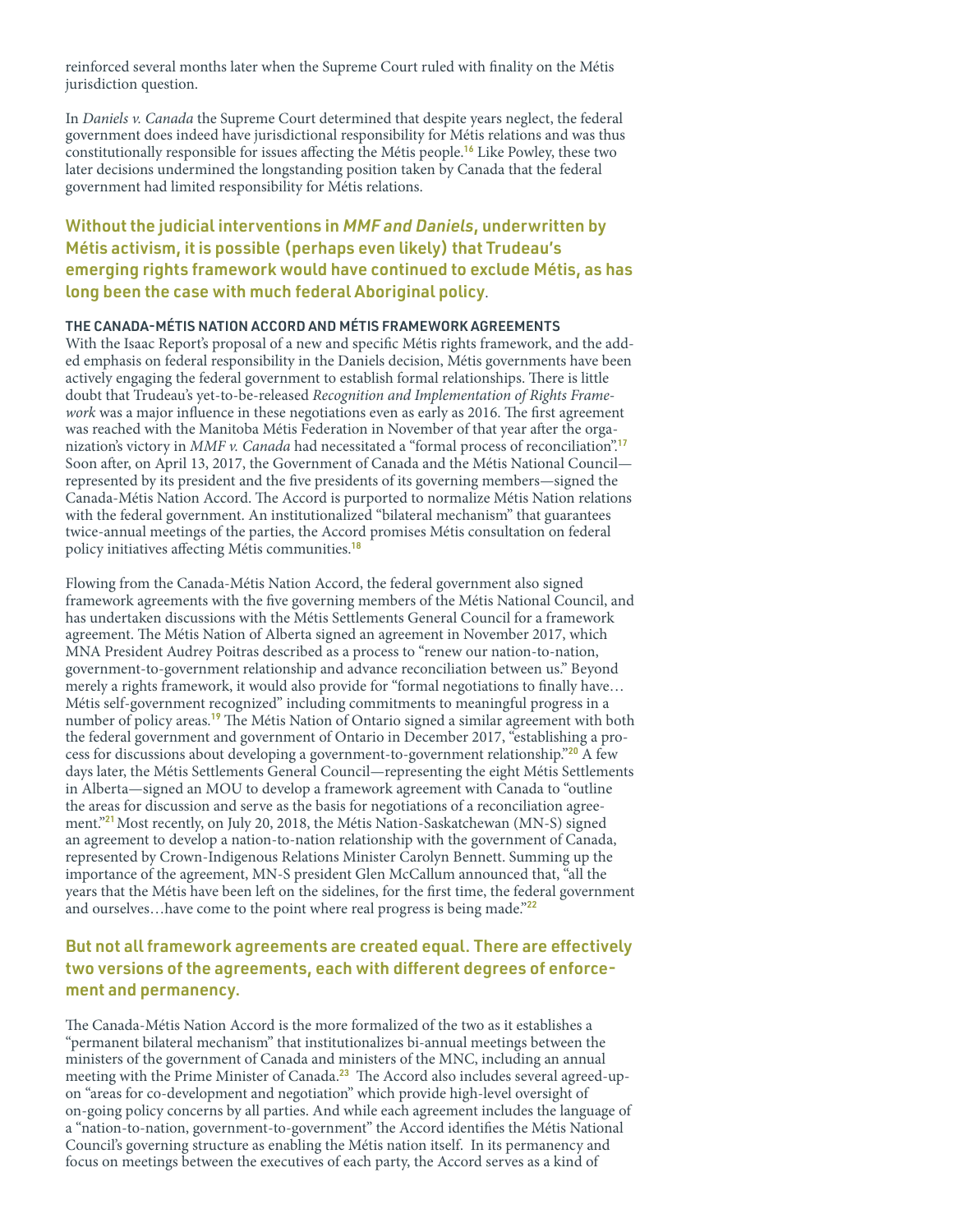reinforced several months later when the Supreme Court ruled with finality on the Métis jurisdiction question.

In *Daniels v. Canada* the Supreme Court determined that despite years neglect, the federal government does indeed have jurisdictional responsibility for Métis relations and was thus constitutionally responsible for issues affecting the Métis people.[16] Like Powley, these two later decisions undermined the longstanding position taken by Canada that the federal government had limited responsibility for Métis relations.

**Without the judicial interventions in *MMF and Daniels*, underwritten by Métis activism, it is possible (perhaps even likely) that Trudeau's emerging rights framework would have continued to exclude Métis, as has long been the case with much federal Aboriginal policy**.

### THE CANADA-MÉTIS NATION ACCORD AND MÉTIS FRAMEWORK AGREEMENTS

With the Isaac Report's proposal of a new and specific Métis rights framework, and the added emphasis on federal responsibility in the Daniels decision, Métis governments have been actively engaging the federal government to establish formal relationships. There is little doubt that Trudeau's yet-to-be-released *Recognition and Implementation of Rights Framework* was a major influence in these negotiations even as early as 2016. The first agreement was reached with the Manitoba Métis Federation in November of that year after the organization's victory in *MMF v. Canada* had necessitated a "formal process of reconciliation".[17] Soon after, on April 13, 2017, the Government of Canada and the Métis National Council—represented by its president and the five presidents of its governing members—signed the Canada-Métis Nation Accord. The Accord is purported to normalize Métis Nation relations with the federal government. An institutionalized "bilateral mechanism" that guarantees twice-annual meetings of the parties, the Accord promises Métis consultation on federal policy initiatives affecting Métis communities.[18]

Flowing from the Canada-Métis Nation Accord, the federal government also signed framework agreements with the five governing members of the Métis National Council, and has undertaken discussions with the Métis Settlements General Council for a framework agreement. The Métis Nation of Alberta signed an agreement in November 2017, which MNA President Audrey Poitras described as a process to "renew our nation-to-nation, government-to-government relationship and advance reconciliation between us." Beyond merely a rights framework, it would also provide for "formal negotiations to finally have… Métis self-government recognized" including commitments to meaningful progress in a number of policy areas.[19] The Métis Nation of Ontario signed a similar agreement with both the federal government and government of Ontario in December 2017, "establishing a process for discussions about developing a government-to-government relationship."[20] A few days later, the Métis Settlements General Council—representing the eight Métis Settlements in Alberta—signed an MOU to develop a framework agreement with Canada to "outline the areas for discussion and serve as the basis for negotiations of a reconciliation agreement."[21] Most recently, on July 20, 2018, the Métis Nation-Saskatchewan (MN-S) signed an agreement to develop a nation-to-nation relationship with the government of Canada, represented by Crown-Indigenous Relations Minister Carolyn Bennett. Summing up the importance of the agreement, MN-S president Glen McCallum announced that, "all the years that the Métis have been left on the sidelines, for the first time, the federal government and ourselves…have come to the point where real progress is being made."[22]

**But not all framework agreements are created equal. There are effectively two versions of the agreements, each with different degrees of enforcement and permanency.**

The Canada-Métis Nation Accord is the more formalized of the two as it establishes a "permanent bilateral mechanism" that institutionalizes bi-annual meetings between the ministers of the government of Canada and ministers of the MNC, including an annual meeting with the Prime Minister of Canada.[23] The Accord also includes several agreed-upon "areas for co-development and negotiation" which provide high-level oversight of on-going policy concerns by all parties. And while each agreement includes the language of a "nation-to-nation, government-to-government" the Accord identifies the Métis National Council's governing structure as enabling the Métis nation itself. In its permanency and focus on meetings between the executives of each party, the Accord serves as a kind of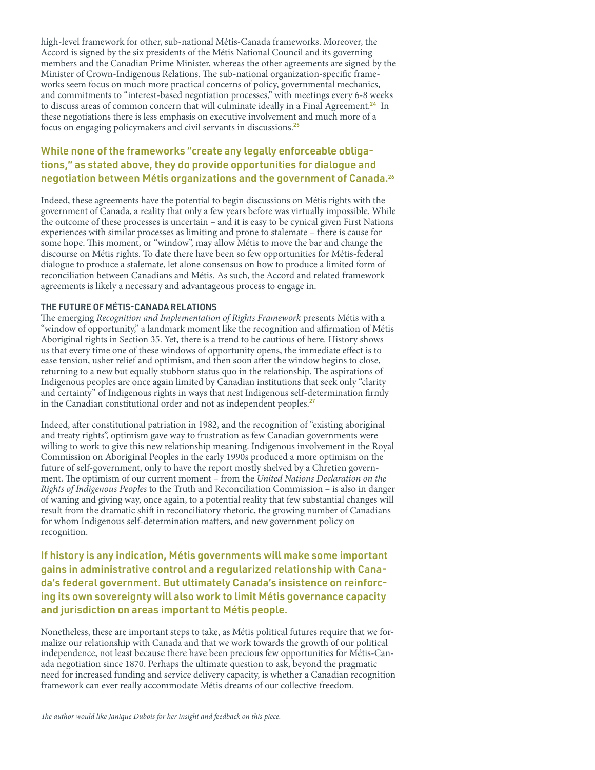high-level framework for other, sub-national Métis-Canada frameworks. Moreover, the Accord is signed by the six presidents of the Métis National Council and its governing members and the Canadian Prime Minister, whereas the other agreements are signed by the Minister of Crown-Indigenous Relations. The sub-national organization-specific frameworks seem focus on much more practical concerns of policy, governmental mechanics, and commitments to "interest-based negotiation processes," with meetings every 6-8 weeks to discuss areas of common concern that will culminate ideally in a Final Agreement.[24] In these negotiations there is less emphasis on executive involvement and much more of a focus on engaging policymakers and civil servants in discussions.[25]

**While none of the frameworks "create any legally enforceable obligations," as stated above, they do provide opportunities for dialogue and negotiation between Métis organizations and the government of Canada.[26]**

Indeed, these agreements have the potential to begin discussions on Métis rights with the government of Canada, a reality that only a few years before was virtually impossible. While the outcome of these processes is uncertain – and it is easy to be cynical given First Nations experiences with similar processes as limiting and prone to stalemate – there is cause for some hope. This moment, or "window", may allow Métis to move the bar and change the discourse on Métis rights. To date there have been so few opportunities for Métis-federal dialogue to produce a stalemate, let alone consensus on how to produce a limited form of reconciliation between Canadians and Métis. As such, the Accord and related framework agreements is likely a necessary and advantageous process to engage in.

### THE FUTURE OF MÉTIS-CANADA RELATIONS

The emerging *Recognition and Implementation of Rights Framework* presents Métis with a "window of opportunity," a landmark moment like the recognition and affirmation of Métis Aboriginal rights in Section 35. Yet, there is a trend to be cautious of here. History shows us that every time one of these windows of opportunity opens, the immediate effect is to ease tension, usher relief and optimism, and then soon after the window begins to close, returning to a new but equally stubborn status quo in the relationship. The aspirations of Indigenous peoples are once again limited by Canadian institutions that seek only "clarity and certainty" of Indigenous rights in ways that nest Indigenous self-determination firmly in the Canadian constitutional order and not as independent peoples.[27]

Indeed, after constitutional patriation in 1982, and the recognition of "existing aboriginal and treaty rights", optimism gave way to frustration as few Canadian governments were willing to work to give this new relationship meaning. Indigenous involvement in the Royal Commission on Aboriginal Peoples in the early 1990s produced a more optimism on the future of self-government, only to have the report mostly shelved by a Chretien government. The optimism of our current moment – from the *United Nations Declaration on the Rights of Indigenous Peoples* to the Truth and Reconciliation Commission – is also in danger of waning and giving way, once again, to a potential reality that few substantial changes will result from the dramatic shift in reconciliatory rhetoric, the growing number of Canadians for whom Indigenous self-determination matters, and new government policy on recognition.

**If history is any indication, Métis governments will make some important gains in administrative control and a regularized relationship with Canada's federal government. But ultimately Canada's insistence on reinforcing its own sovereignty will also work to limit Métis governance capacity and jurisdiction on areas important to Métis people.**

Nonetheless, these are important steps to take, as Métis political futures require that we formalize our relationship with Canada and that we work towards the growth of our political independence, not least because there have been precious few opportunities for Métis-Canada negotiation since 1870. Perhaps the ultimate question to ask, beyond the pragmatic need for increased funding and service delivery capacity, is whether a Canadian recognition framework can ever really accommodate Métis dreams of our collective freedom.

*The author would like Janique Dubois for her insight and feedback on this piece.*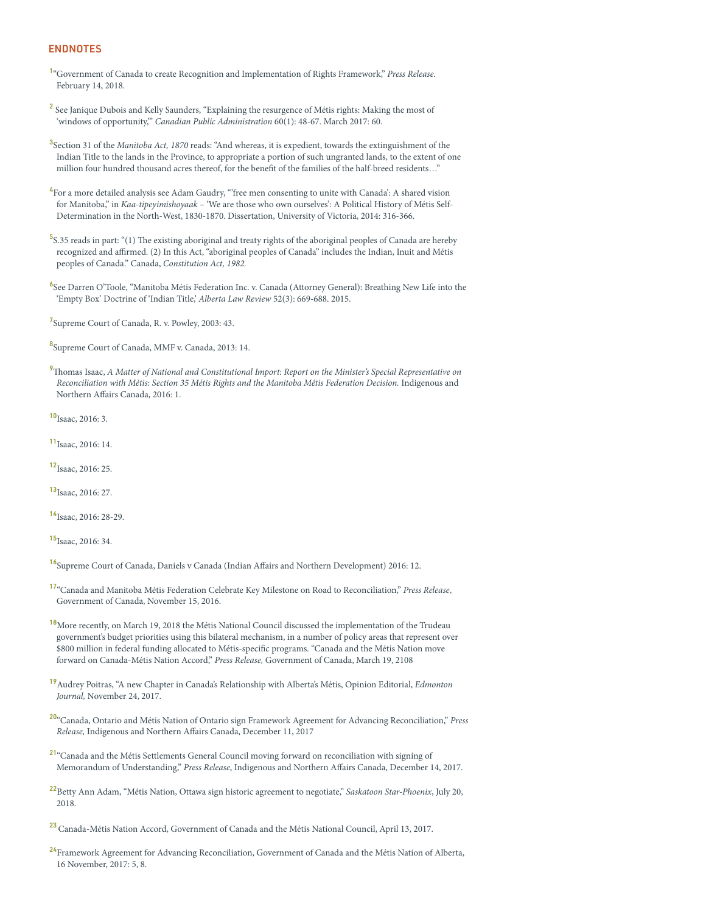## ENDNOTES

[1] "Government of Canada to create Recognition and Implementation of Rights Framework," *Press Release.* February 14, 2018.

[2] See Janique Dubois and Kelly Saunders, "Explaining the resurgence of Métis rights: Making the most of 'windows of opportunity,'" *Canadian Public Administration* 60(1): 48-67. March 2017: 60.

[3] Section 31 of the *Manitoba Act, 1870* reads: "And whereas, it is expedient, towards the extinguishment of the Indian Title to the lands in the Province, to appropriate a portion of such ungranted lands, to the extent of one million four hundred thousand acres thereof, for the benefit of the families of the half-breed residents…"

[4] For a more detailed analysis see Adam Gaudry, "'free men consenting to unite with Canada': A shared vision for Manitoba," in *Kaa-tipeyimishoyaak* – 'We are those who own ourselves': A Political History of Métis Self-Determination in the North-West, 1830-1870. Dissertation, University of Victoria, 2014: 316-366.

[5] S.35 reads in part: "(1) The existing aboriginal and treaty rights of the aboriginal peoples of Canada are hereby recognized and affirmed. (2) In this Act, "aboriginal peoples of Canada" includes the Indian, Inuit and Métis peoples of Canada." Canada, *Constitution Act, 1982.*

[6] See Darren O'Toole, "Manitoba Métis Federation Inc. v. Canada (Attorney General): Breathing New Life into the 'Empty Box' Doctrine of 'Indian Title,' *Alberta Law Review* 52(3): 669-688. 2015.

[7] Supreme Court of Canada, R. v. Powley, 2003: 43.

[8] Supreme Court of Canada, MMF v. Canada, 2013: 14.

[9] Thomas Isaac, *A Matter of National and Constitutional Import: Report on the Minister's Special Representative on Reconciliation with Métis: Section 35 Métis Rights and the Manitoba Métis Federation Decision.* Indigenous and Northern Affairs Canada, 2016: 1.

[10] Isaac, 2016: 3.

[11] Isaac, 2016: 14.

[12] Isaac, 2016: 25.

[13] Isaac, 2016: 27.

[14] Isaac, 2016: 28-29.

[15] Isaac, 2016: 34.

[16] Supreme Court of Canada, Daniels v Canada (Indian Affairs and Northern Development) 2016: 12.

[17] "Canada and Manitoba Métis Federation Celebrate Key Milestone on Road to Reconciliation," *Press Release*, Government of Canada, November 15, 2016.

[18] More recently, on March 19, 2018 the Métis National Council discussed the implementation of the Trudeau government's budget priorities using this bilateral mechanism, in a number of policy areas that represent over $800 million in federal funding allocated to Métis-specific programs. "Canada and the Métis Nation move forward on Canada-Métis Nation Accord," *Press Release,* Government of Canada, March 19, 2108

[19] Audrey Poitras, "A new Chapter in Canada's Relationship with Alberta's Métis, Opinion Editorial, *Edmonton Journal,* November 24, 2017.

[20] "Canada, Ontario and Métis Nation of Ontario sign Framework Agreement for Advancing Reconciliation," *Press Release,* Indigenous and Northern Affairs Canada, December 11, 2017

[21] "Canada and the Métis Settlements General Council moving forward on reconciliation with signing of Memorandum of Understanding," *Press Release*, Indigenous and Northern Affairs Canada, December 14, 2017.

[22] Betty Ann Adam, "Métis Nation, Ottawa sign historic agreement to negotiate," *Saskatoon Star-Phoenix*, July 20, 2018.

[23] Canada-Métis Nation Accord, Government of Canada and the Métis National Council, April 13, 2017.

[24] Framework Agreement for Advancing Reconciliation, Government of Canada and the Métis Nation of Alberta, 16 November, 2017: 5, 8.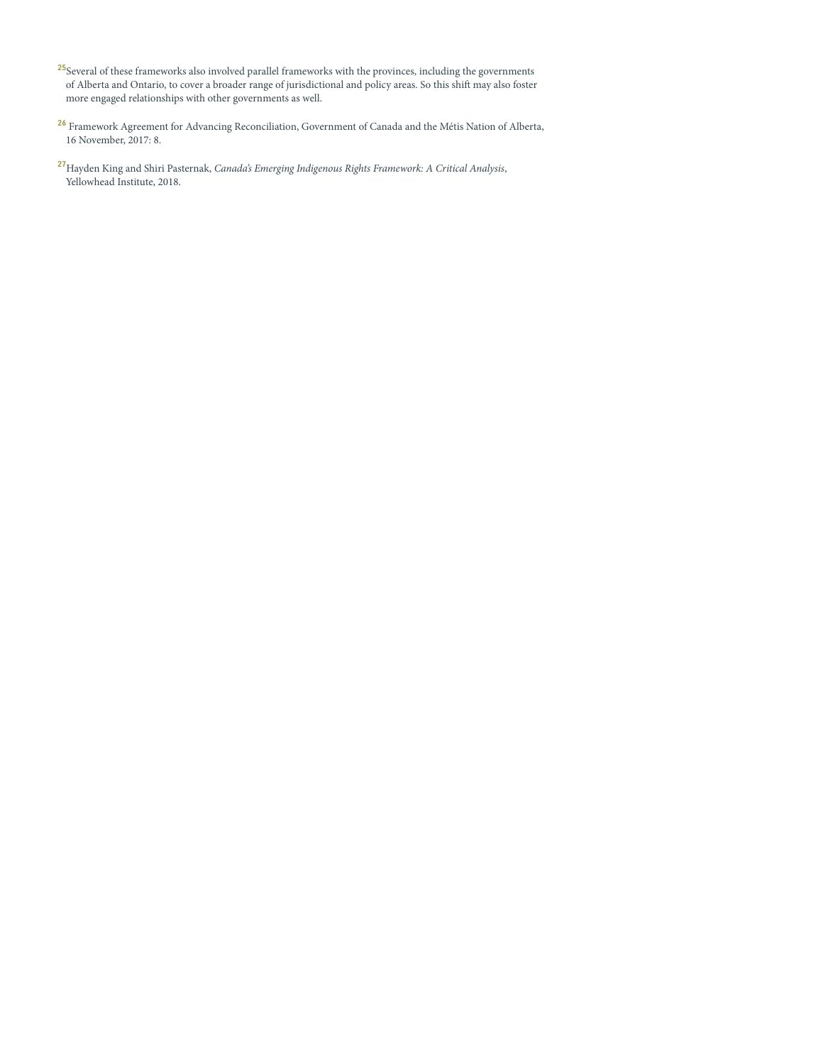[25] Several of these frameworks also involved parallel frameworks with the provinces, including the governments of Alberta and Ontario, to cover a broader range of jurisdictional and policy areas. So this shift may also foster more engaged relationships with other governments as well.

[26] Framework Agreement for Advancing Reconciliation, Government of Canada and the Métis Nation of Alberta, 16 November, 2017: 8.

[27] Hayden King and Shiri Pasternak, *Canada's Emerging Indigenous Rights Framework: A Critical Analysis*, Yellowhead Institute, 2018.